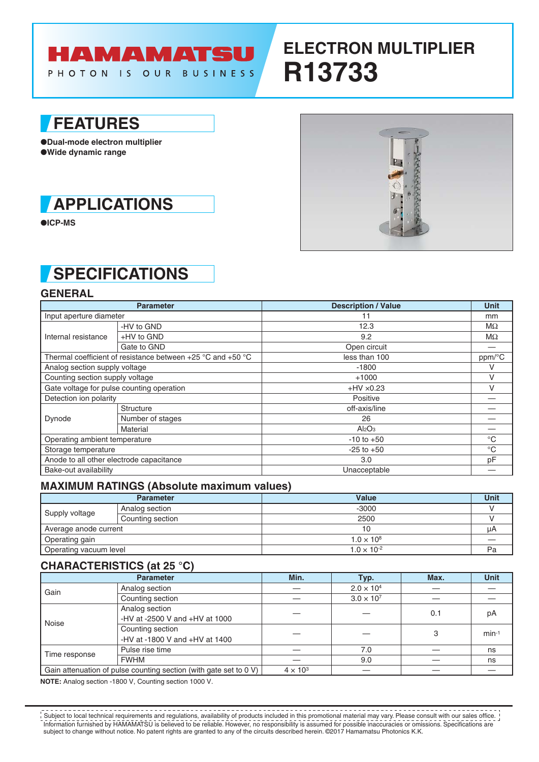# HAMAMATSU

PHOTON IS OUR BUSINESS

# ELECTRON MULTIPLIER R13733

## FEATURES

- Dual-mode electron multiplier
- Wide dynamic range

## APPLICATIONS

- ICP-MS

## SPECIFICATIONS

### GENERAL

| Parameter | | Description / Value | Unit |
|---|---|---|---|
| Input aperture diameter | | 11 | mm |
| Internal resistance | -HV to GND | 12.3 | MΩ |
| | +HV to GND | 9.2 | MΩ |
| | Gate to GND | Open circuit | — |
| Thermal coefficient of resistance between +25 °C and +50 °C | | less than 100 | ppm/°C |
| Analog section supply voltage | | -1800 | V |
| Counting section supply voltage | | +1000 | V |
| Gate voltage for pulse counting operation | | +HV ×0.23 | V |
| Detection ion polarity | | Positive | — |
| Dynode | Structure | off-axis/line | — |
| | Number of stages | 26 | — |
| | Material | $Al_2O_3$ | — |
| Operating ambient temperature | | -10 to +50 | °C |
| Storage temperature | | -25 to +50 | °C |
| Anode to all other electrode capacitance | | 3.0 | pF |
| Bake-out availability | | Unacceptable | — |

### MAXIMUM RATINGS (Absolute maximum values)

| Parameter | | Value | Unit |
|---|---|---|---|
| Supply voltage | Analog section | -3000 | V |
| | Counting section | 2500 | V |
| Average anode current | | 10 | μA |
| Operating gain | | $1.0 \times 10^8$ | — |
| Operating vacuum level | | $1.0 \times 10^{-2}$ | Pa |

### CHARACTERISTICS (at 25 °C)

| Parameter | | Min. | Typ. | Max. | Unit |
|---|---|---|---|---|---|
| Gain | Analog section | — | $2.0 \times 10^4$ | — | — |
| | Counting section | — | $3.0 \times 10^7$ | — | — |
| Noise | Analog section -HV at -2500 V and +HV at 1000 | — | — | 0.1 | pA |
| | Counting section -HV at -1800 V and +HV at 1400 | — | — | 3 | $min^{-1}$ |
| Time response | Pulse rise time | — | 7.0 | — | ns |
| | FWHM | — | 9.0 | — | ns |
| Gain attenuation of pulse counting section (with gate set to 0 V) | | $4 \times 10^3$ | — | — | — |

**NOTE:** Analog section -1800 V, Counting section 1000 V.

Subject to local technical requirements and regulations, availability of products included in this promotional material may vary. Please consult with our sales office.
Information furnished by HAMAMATSU is believed to be reliable. However, no responsibility is assumed for possible inaccuracies or omissions. Specifications are subject to change without notice. No patent rights are granted to any of the circuits described herein. ©2017 Hamamatsu Photonics K.K.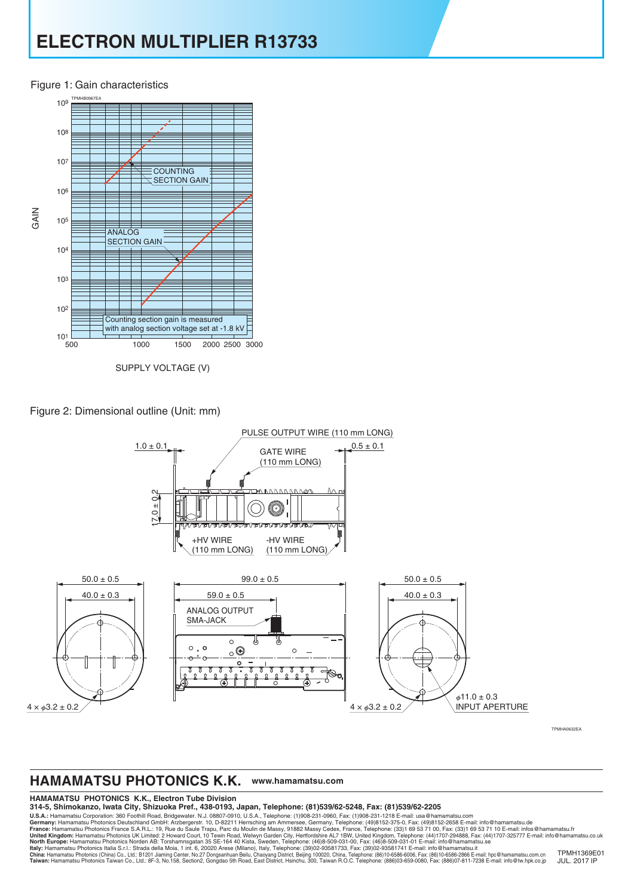# ELECTRON MULTIPLIER R13733

Figure 1: Gain characteristics

TPMHB0967EA

GAIN

$10^9$
$10^8$
$10^7$
$10^6$
$10^5$
$10^4$
$10^3$
$10^2$
$10^1$

COUNTING SECTION GAIN

ANALOG SECTION GAIN

Counting section gain is measured with analog section voltage set at -1.8 kV

500 1000 1500 2000 2500 3000

SUPPLY VOLTAGE (V)

Figure 2: Dimensional outline (Unit: mm)

PULSE OUTPUT WIRE (110 mm LONG)

1.0 ± 0.1

0.5 ± 0.1

GATE WIRE (110 mm LONG)

17.0 ± 0.2

+HV WIRE (110 mm LONG)

-HV WIRE (110 mm LONG)

50.0 ± 0.5

40.0 ± 0.3

99.0 ± 0.5

59.0 ± 0.5

ANALOG OUTPUT SMA-JACK

50.0 ± 0.5

40.0 ± 0.3

4 × $\phi$3.2 ± 0.2

4 × $\phi$3.2 ± 0.2

$\phi$11.0 ± 0.3 INPUT APERTURE

TPMHA0632EA

## HAMAMATSU PHOTONICS K.K. www.hamamatsu.com

**HAMAMATSU PHOTONICS K.K., Electron Tube Division**
**314-5, Shimokanzo, Iwata City, Shizuoka Pref., 438-0193, Japan, Telephone: (81)539/62-5248, Fax: (81)539/62-2205**

**U.S.A.:** Hamamatsu Corporation: 360 Foothill Road, Bridgewater. N.J. 08807-0910, U.S.A., Telephone: (1)908-231-0960, Fax: (1)908-231-1218 E-mail: usa@hamamatsu.com
**Germany:** Hamamatsu Photonics Deutschland GmbH: Arzbergerstr. 10, D-82211 Herrsching am Ammersee, Germany, Telephone: (49)8152-375-0, Fax: (49)8152-2658 E-mail: info@hamamatsu.de
**France:** Hamamatsu Photonics France S.A.R.L.: 19, Rue du Saule Trapu, Parc du Moulin de Massy, 91882 Massy Cedex, France, Telephone: (33)1 69 53 71 00, Fax: (33)1 69 53 71 10 E-mail: infos@hamamatsu.fr
**United Kingdom:** Hamamatsu Photonics UK Limited: 2 Howard Court, 10 Tewin Road, Welwyn Garden City, Hertfordshire AL7 1BW, United Kingdom, Telephone: (44)1707-294888, Fax: (44)1707-325777 E-mail: info@hamamatsu.co.uk
**North Europe:** Hamamatsu Photonics Norden AB: Torshamnsgatan 35 SE-164 40 Kista, Sweden, Telephone: (46)8-509-031-00, Fax: (46)8-509-031-01 E-mail: info@hamamatsu.se
**Italy:** Hamamatsu Photonics Italia S.r.l.: Strada della Moia, 1 int. 6, 20020 Arese (Milano), Italy, Telephone: (39)02-93581733, Fax: (39)02-93581741 E-mail: info@hamamatsu.it
**China:** Hamamatsu Photonics (China) Co., Ltd.: B1201 Jiaming Center, No.27 Dongsanhuan Beilu, Chaoyang District, Beijing 100020, China, Telephone: (86)10-6586-6006, Fax: (86)10-6586-2866 E-mail: hpc@hamamatsu.com.cn
**Taiwan:** Hamamatsu Photonics Taiwan Co., Ltd.: 8F-3, No.158, Section2, Gongdao 5th Road, East District, Hsinchu, 300, Taiwan R.O.C. Telephone: (886)03-659-0080, Fax: (886)07-811-7238 E-mail: info@tw.hpk.co.jp

TPMH1369E01
JUL. 2017 IP